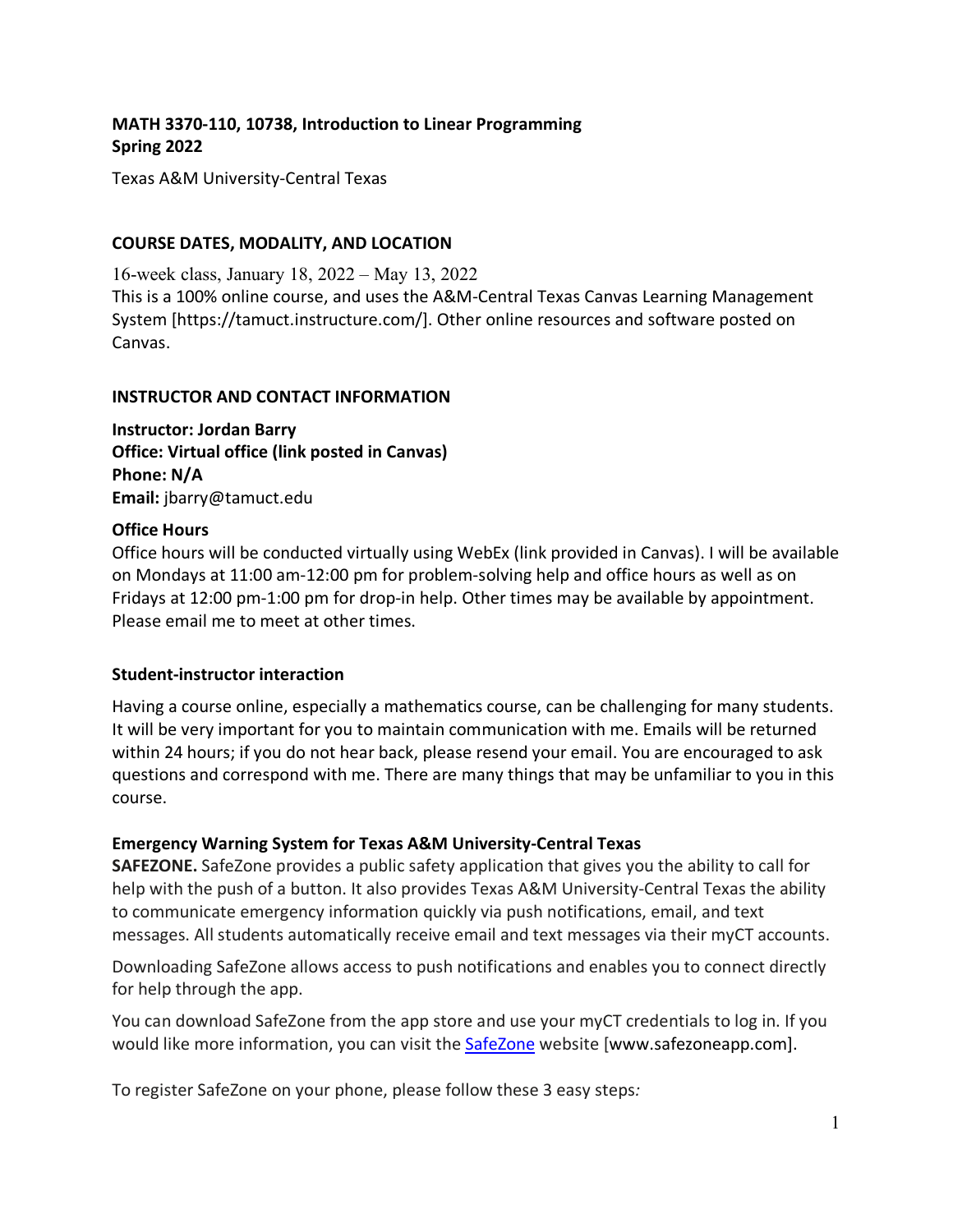**MATH 3370-110, 10738, Introduction to Linear Programming**
**Spring 2022**

Texas A&M University-Central Texas

## COURSE DATES, MODALITY, AND LOCATION

16-week class, January 18, 2022 – May 13, 2022
This is a 100% online course, and uses the A&M-Central Texas Canvas Learning Management System [https://tamuct.instructure.com/]. Other online resources and software posted on Canvas.

## INSTRUCTOR AND CONTACT INFORMATION

**Instructor: Jordan Barry**
**Office: Virtual office (link posted in Canvas)**
**Phone: N/A**
**Email:** jbarry@tamuct.edu

### Office Hours

Office hours will be conducted virtually using WebEx (link provided in Canvas). I will be available on Mondays at 11:00 am-12:00 pm for problem-solving help and office hours as well as on Fridays at 12:00 pm-1:00 pm for drop-in help. Other times may be available by appointment. Please email me to meet at other times.

### Student-instructor interaction

Having a course online, especially a mathematics course, can be challenging for many students. It will be very important for you to maintain communication with me. Emails will be returned within 24 hours; if you do not hear back, please resend your email. You are encouraged to ask questions and correspond with me. There are many things that may be unfamiliar to you in this course.

### Emergency Warning System for Texas A&M University-Central Texas

**SAFEZONE.** SafeZone provides a public safety application that gives you the ability to call for help with the push of a button. It also provides Texas A&M University-Central Texas the ability to communicate emergency information quickly via push notifications, email, and text messages. All students automatically receive email and text messages via their myCT accounts.

Downloading SafeZone allows access to push notifications and enables you to connect directly for help through the app.

You can download SafeZone from the app store and use your myCT credentials to log in. If you would like more information, you can visit the SafeZone website [www.safezoneapp.com].

To register SafeZone on your phone, please follow these 3 easy steps*:*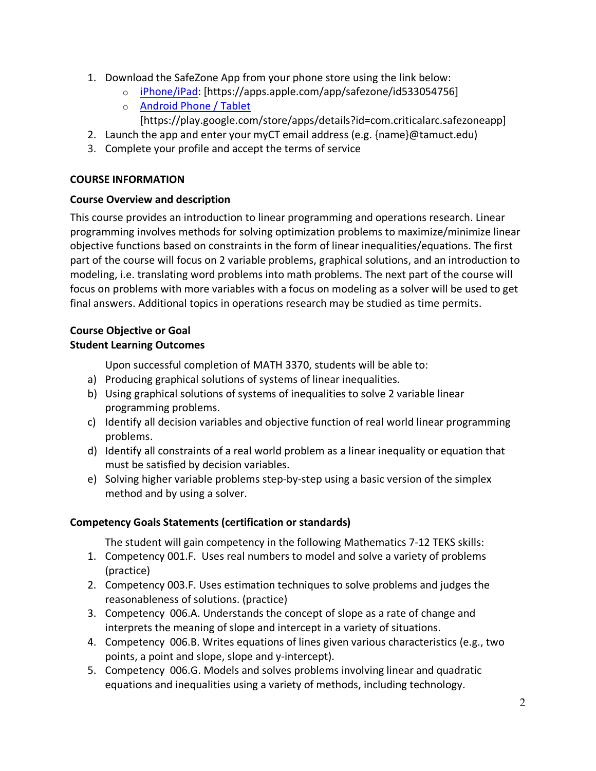1. Download the SafeZone App from your phone store using the link below:
   - iPhone/iPad: [https://apps.apple.com/app/safezone/id533054756]
   - Android Phone / Tablet [https://play.google.com/store/apps/details?id=com.criticalarc.safezoneapp]
2. Launch the app and enter your myCT email address (e.g. {name}@tamuct.edu)
3. Complete your profile and accept the terms of service

**COURSE INFORMATION**

**Course Overview and description**

This course provides an introduction to linear programming and operations research. Linear programming involves methods for solving optimization problems to maximize/minimize linear objective functions based on constraints in the form of linear inequalities/equations. The first part of the course will focus on 2 variable problems, graphical solutions, and an introduction to modeling, i.e. translating word problems into math problems. The next part of the course will focus on problems with more variables with a focus on modeling as a solver will be used to get final answers. Additional topics in operations research may be studied as time permits.

**Course Objective or Goal**
**Student Learning Outcomes**

Upon successful completion of MATH 3370, students will be able to:

a) Producing graphical solutions of systems of linear inequalities.
b) Using graphical solutions of systems of inequalities to solve 2 variable linear programming problems.
c) Identify all decision variables and objective function of real world linear programming problems.
d) Identify all constraints of a real world problem as a linear inequality or equation that must be satisfied by decision variables.
e) Solving higher variable problems step-by-step using a basic version of the simplex method and by using a solver.

**Competency Goals Statements (certification or standards)**

The student will gain competency in the following Mathematics 7-12 TEKS skills:

1. Competency 001.F. Uses real numbers to model and solve a variety of problems (practice)
2. Competency 003.F. Uses estimation techniques to solve problems and judges the reasonableness of solutions. (practice)
3. Competency 006.A. Understands the concept of slope as a rate of change and interprets the meaning of slope and intercept in a variety of situations.
4. Competency 006.B. Writes equations of lines given various characteristics (e.g., two points, a point and slope, slope and y-intercept).
5. Competency 006.G. Models and solves problems involving linear and quadratic equations and inequalities using a variety of methods, including technology.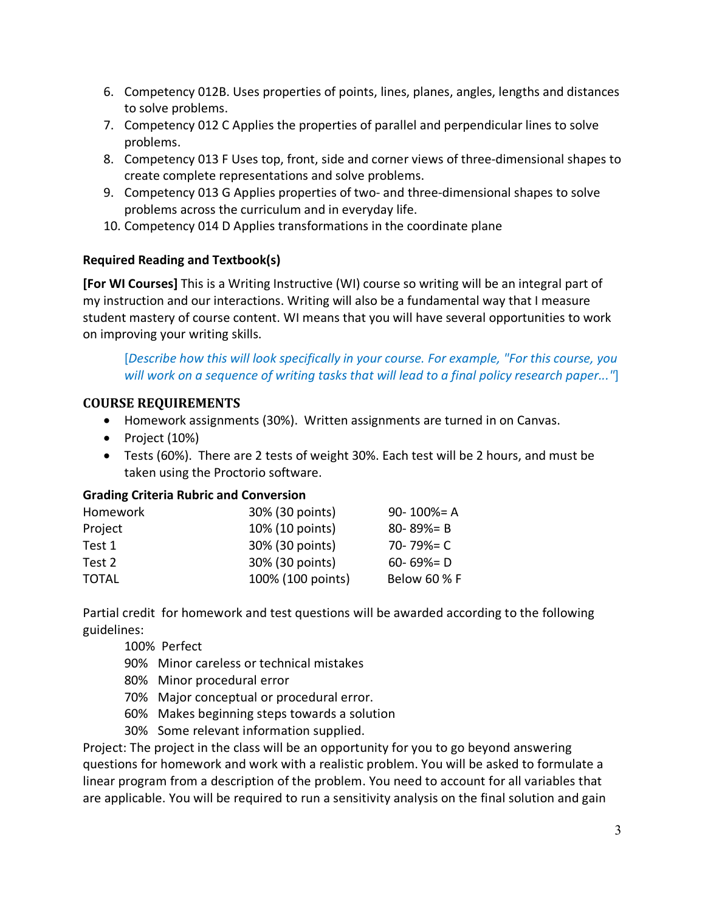6. Competency 012B. Uses properties of points, lines, planes, angles, lengths and distances to solve problems.
7. Competency 012 C Applies the properties of parallel and perpendicular lines to solve problems.
8. Competency 013 F Uses top, front, side and corner views of three-dimensional shapes to create complete representations and solve problems.
9. Competency 013 G Applies properties of two- and three-dimensional shapes to solve problems across the curriculum and in everyday life.
10. Competency 014 D Applies transformations in the coordinate plane

**Required Reading and Textbook(s)**

**[For WI Courses]** This is a Writing Instructive (WI) course so writing will be an integral part of my instruction and our interactions. Writing will also be a fundamental way that I measure student mastery of course content. WI means that you will have several opportunities to work on improving your writing skills.

> [*Describe how this will look specifically in your course. For example, "For this course, you will work on a sequence of writing tasks that will lead to a final policy research paper..."*]

## COURSE REQUIREMENTS

- Homework assignments (30%). Written assignments are turned in on Canvas.
- Project (10%)
- Tests (60%). There are 2 tests of weight 30%. Each test will be 2 hours, and must be taken using the Proctorio software.

**Grading Criteria Rubric and Conversion**

| | | |
|---|---|---|
| Homework | 30% (30 points) | 90- 100%= A |
| Project | 10% (10 points) | 80- 89%= B |
| Test 1 | 30% (30 points) | 70- 79%= C |
| Test 2 | 30% (30 points) | 60- 69%= D |
| TOTAL | 100% (100 points) | Below 60 % F |

Partial credit for homework and test questions will be awarded according to the following guidelines:

100% Perfect
90% Minor careless or technical mistakes
80% Minor procedural error
70% Major conceptual or procedural error.
60% Makes beginning steps towards a solution
30% Some relevant information supplied.

Project: The project in the class will be an opportunity for you to go beyond answering questions for homework and work with a realistic problem. You will be asked to formulate a linear program from a description of the problem. You need to account for all variables that are applicable. You will be required to run a sensitivity analysis on the final solution and gain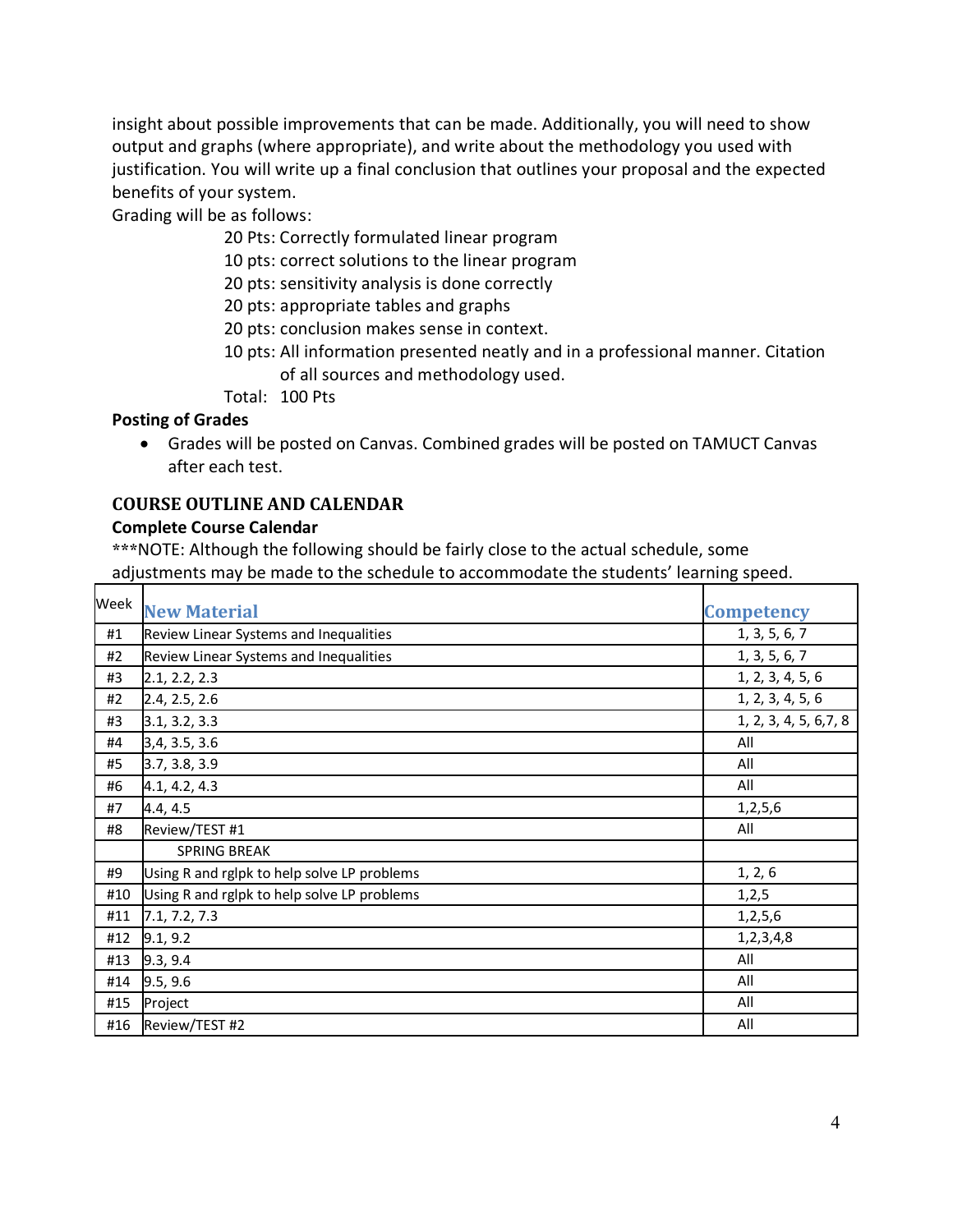insight about possible improvements that can be made. Additionally, you will need to show output and graphs (where appropriate), and write about the methodology you used with justification. You will write up a final conclusion that outlines your proposal and the expected benefits of your system.

Grading will be as follows:

- 20 Pts: Correctly formulated linear program
- 10 pts: correct solutions to the linear program
- 20 pts: sensitivity analysis is done correctly
- 20 pts: appropriate tables and graphs
- 20 pts: conclusion makes sense in context.
- 10 pts: All information presented neatly and in a professional manner. Citation of all sources and methodology used.

Total: 100 Pts

**Posting of Grades**

- Grades will be posted on Canvas. Combined grades will be posted on TAMUCT Canvas after each test.

## COURSE OUTLINE AND CALENDAR

**Complete Course Calendar**

***NOTE: Although the following should be fairly close to the actual schedule, some adjustments may be made to the schedule to accommodate the students' learning speed.

| Week | New Material | Competency |
|---|---|---|
| #1 | Review Linear Systems and Inequalities | 1, 3, 5, 6, 7 |
| #2 | Review Linear Systems and Inequalities | 1, 3, 5, 6, 7 |
| #3 | 2.1, 2.2, 2.3 | 1, 2, 3, 4, 5, 6 |
| #2 | 2.4, 2.5, 2.6 | 1, 2, 3, 4, 5, 6 |
| #3 | 3.1, 3.2, 3.3 | 1, 2, 3, 4, 5, 6,7, 8 |
| #4 | 3,4, 3.5, 3.6 | All |
| #5 | 3.7, 3.8, 3.9 | All |
| #6 | 4.1, 4.2, 4.3 | All |
| #7 | 4.4, 4.5 | 1,2,5,6 |
| #8 | Review/TEST #1 | All |
| | SPRING BREAK | |
| #9 | Using R and rglpk to help solve LP problems | 1, 2, 6 |
| #10 | Using R and rglpk to help solve LP problems | 1,2,5 |
| #11 | 7.1, 7.2, 7.3 | 1,2,5,6 |
| #12 | 9.1, 9.2 | 1,2,3,4,8 |
| #13 | 9.3, 9.4 | All |
| #14 | 9.5, 9.6 | All |
| #15 | Project | All |
| #16 | Review/TEST #2 | All |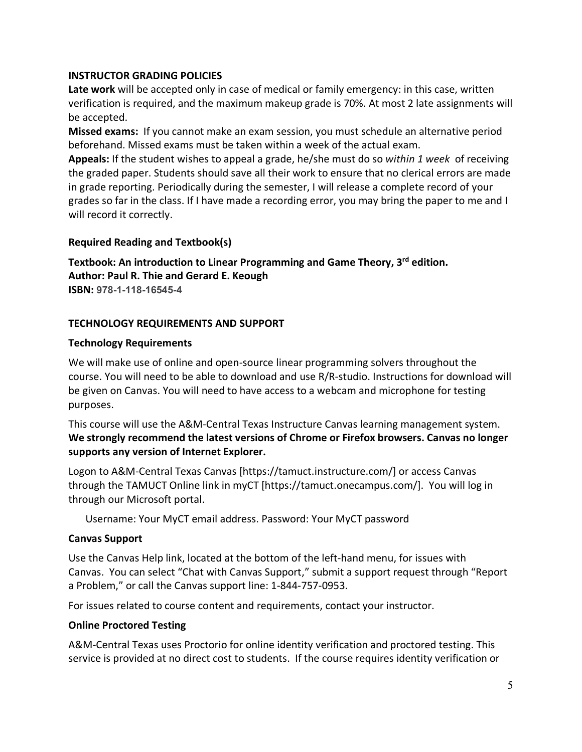### INSTRUCTOR GRADING POLICIES

**Late work** will be accepted only in case of medical or family emergency: in this case, written verification is required, and the maximum makeup grade is 70%. At most 2 late assignments will be accepted.

**Missed exams:** If you cannot make an exam session, you must schedule an alternative period beforehand. Missed exams must be taken within a week of the actual exam.

**Appeals:** If the student wishes to appeal a grade, he/she must do so *within 1 week* of receiving the graded paper. Students should save all their work to ensure that no clerical errors are made in grade reporting. Periodically during the semester, I will release a complete record of your grades so far in the class. If I have made a recording error, you may bring the paper to me and I will record it correctly.

### Required Reading and Textbook(s)

**Textbook: An introduction to Linear Programming and Game Theory, 3rd edition.**
**Author: Paul R. Thie and Gerard E. Keough**
**ISBN: 978-1-118-16545-4**

### TECHNOLOGY REQUIREMENTS AND SUPPORT

#### Technology Requirements

We will make use of online and open-source linear programming solvers throughout the course. You will need to be able to download and use R/R-studio. Instructions for download will be given on Canvas. You will need to have access to a webcam and microphone for testing purposes.

This course will use the A&M-Central Texas Instructure Canvas learning management system. **We strongly recommend the latest versions of Chrome or Firefox browsers. Canvas no longer supports any version of Internet Explorer.**

Logon to A&M-Central Texas Canvas [https://tamuct.instructure.com/] or access Canvas through the TAMUCT Online link in myCT [https://tamuct.onecampus.com/]. You will log in through our Microsoft portal.

Username: Your MyCT email address. Password: Your MyCT password

#### Canvas Support

Use the Canvas Help link, located at the bottom of the left-hand menu, for issues with Canvas. You can select "Chat with Canvas Support," submit a support request through "Report a Problem," or call the Canvas support line: 1-844-757-0953.

For issues related to course content and requirements, contact your instructor.

#### Online Proctored Testing

A&M-Central Texas uses Proctorio for online identity verification and proctored testing. This service is provided at no direct cost to students. If the course requires identity verification or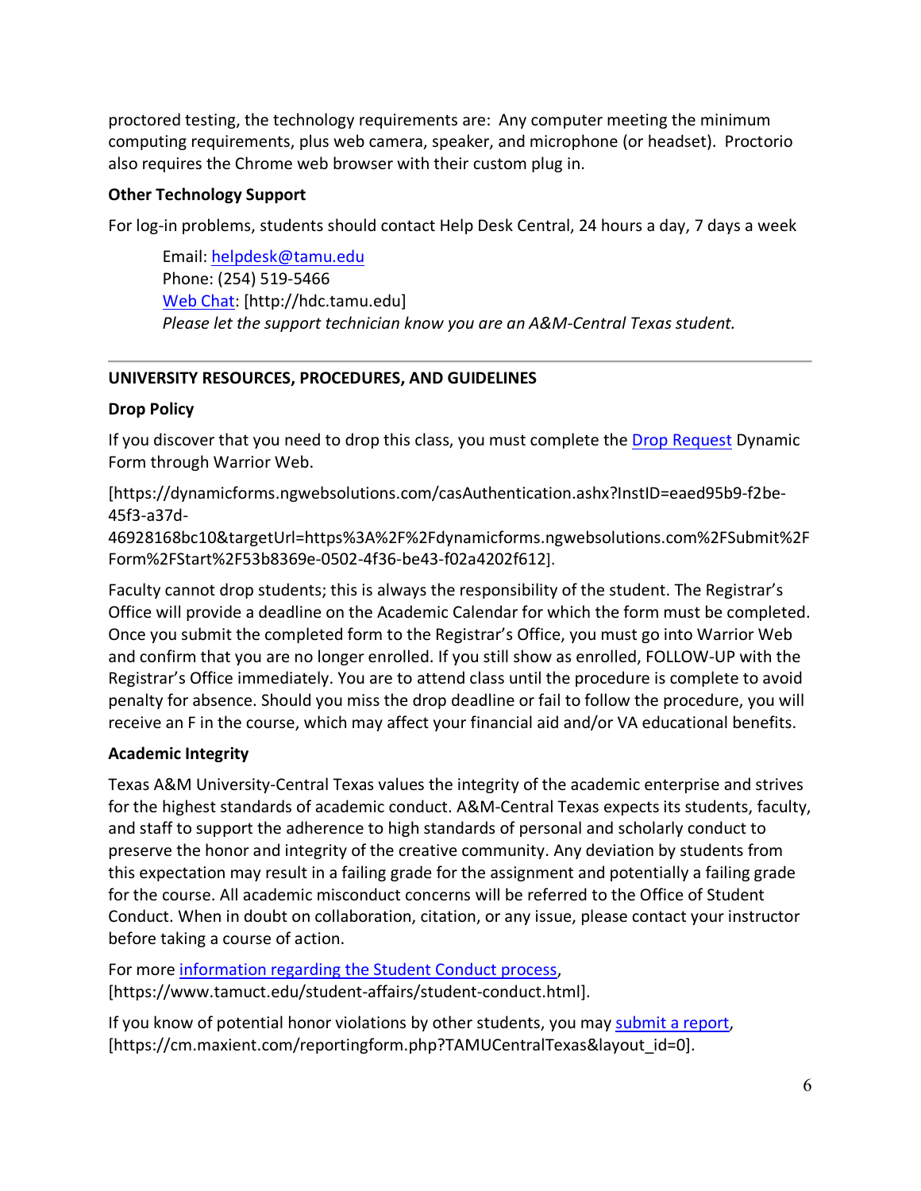proctored testing, the technology requirements are: Any computer meeting the minimum computing requirements, plus web camera, speaker, and microphone (or headset). Proctorio also requires the Chrome web browser with their custom plug in.

**Other Technology Support**

For log-in problems, students should contact Help Desk Central, 24 hours a day, 7 days a week

> Email: helpdesk@tamu.edu
> Phone: (254) 519-5466
> Web Chat: [http://hdc.tamu.edu]
> *Please let the support technician know you are an A&M-Central Texas student.*

---

**UNIVERSITY RESOURCES, PROCEDURES, AND GUIDELINES**

**Drop Policy**

If you discover that you need to drop this class, you must complete the Drop Request Dynamic Form through Warrior Web.

[https://dynamicforms.ngwebsolutions.com/casAuthentication.ashx?InstID=eaed95b9-f2be-45f3-a37d-46928168bc10&targetUrl=https%3A%2F%2Fdynamicforms.ngwebsolutions.com%2FSubmit%2FForm%2FStart%2F53b8369e-0502-4f36-be43-f02a4202f612].

Faculty cannot drop students; this is always the responsibility of the student. The Registrar's Office will provide a deadline on the Academic Calendar for which the form must be completed. Once you submit the completed form to the Registrar's Office, you must go into Warrior Web and confirm that you are no longer enrolled. If you still show as enrolled, FOLLOW-UP with the Registrar's Office immediately. You are to attend class until the procedure is complete to avoid penalty for absence. Should you miss the drop deadline or fail to follow the procedure, you will receive an F in the course, which may affect your financial aid and/or VA educational benefits.

**Academic Integrity**

Texas A&M University-Central Texas values the integrity of the academic enterprise and strives for the highest standards of academic conduct. A&M-Central Texas expects its students, faculty, and staff to support the adherence to high standards of personal and scholarly conduct to preserve the honor and integrity of the creative community. Any deviation by students from this expectation may result in a failing grade for the assignment and potentially a failing grade for the course. All academic misconduct concerns will be referred to the Office of Student Conduct. When in doubt on collaboration, citation, or any issue, please contact your instructor before taking a course of action.

For more information regarding the Student Conduct process, [https://www.tamuct.edu/student-affairs/student-conduct.html].

If you know of potential honor violations by other students, you may submit a report, [https://cm.maxient.com/reportingform.php?TAMUCentralTexas&layout_id=0].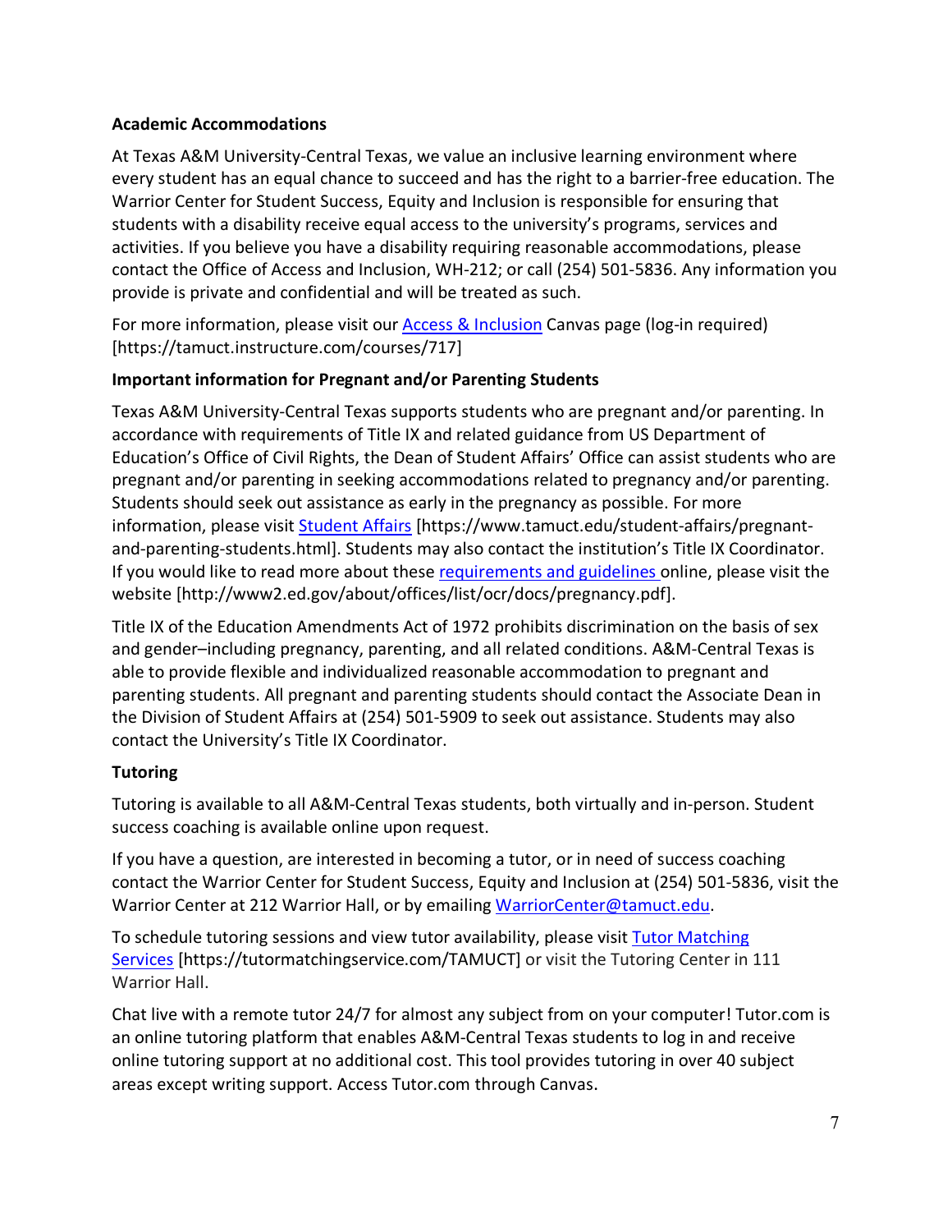**Academic Accommodations**

At Texas A&M University-Central Texas, we value an inclusive learning environment where every student has an equal chance to succeed and has the right to a barrier-free education. The Warrior Center for Student Success, Equity and Inclusion is responsible for ensuring that students with a disability receive equal access to the university's programs, services and activities. If you believe you have a disability requiring reasonable accommodations, please contact the Office of Access and Inclusion, WH-212; or call (254) 501-5836. Any information you provide is private and confidential and will be treated as such.

For more information, please visit our Access & Inclusion Canvas page (log-in required) [https://tamuct.instructure.com/courses/717]

**Important information for Pregnant and/or Parenting Students**

Texas A&M University-Central Texas supports students who are pregnant and/or parenting. In accordance with requirements of Title IX and related guidance from US Department of Education's Office of Civil Rights, the Dean of Student Affairs' Office can assist students who are pregnant and/or parenting in seeking accommodations related to pregnancy and/or parenting. Students should seek out assistance as early in the pregnancy as possible. For more information, please visit Student Affairs [https://www.tamuct.edu/student-affairs/pregnant-and-parenting-students.html]. Students may also contact the institution's Title IX Coordinator. If you would like to read more about these requirements and guidelines online, please visit the website [http://www2.ed.gov/about/offices/list/ocr/docs/pregnancy.pdf].

Title IX of the Education Amendments Act of 1972 prohibits discrimination on the basis of sex and gender–including pregnancy, parenting, and all related conditions. A&M-Central Texas is able to provide flexible and individualized reasonable accommodation to pregnant and parenting students. All pregnant and parenting students should contact the Associate Dean in the Division of Student Affairs at (254) 501-5909 to seek out assistance. Students may also contact the University's Title IX Coordinator.

**Tutoring**

Tutoring is available to all A&M-Central Texas students, both virtually and in-person. Student success coaching is available online upon request.

If you have a question, are interested in becoming a tutor, or in need of success coaching contact the Warrior Center for Student Success, Equity and Inclusion at (254) 501-5836, visit the Warrior Center at 212 Warrior Hall, or by emailing WarriorCenter@tamuct.edu.

To schedule tutoring sessions and view tutor availability, please visit Tutor Matching Services [https://tutormatchingservice.com/TAMUCT] or visit the Tutoring Center in 111 Warrior Hall.

Chat live with a remote tutor 24/7 for almost any subject from on your computer! Tutor.com is an online tutoring platform that enables A&M-Central Texas students to log in and receive online tutoring support at no additional cost. This tool provides tutoring in over 40 subject areas except writing support. Access Tutor.com through Canvas.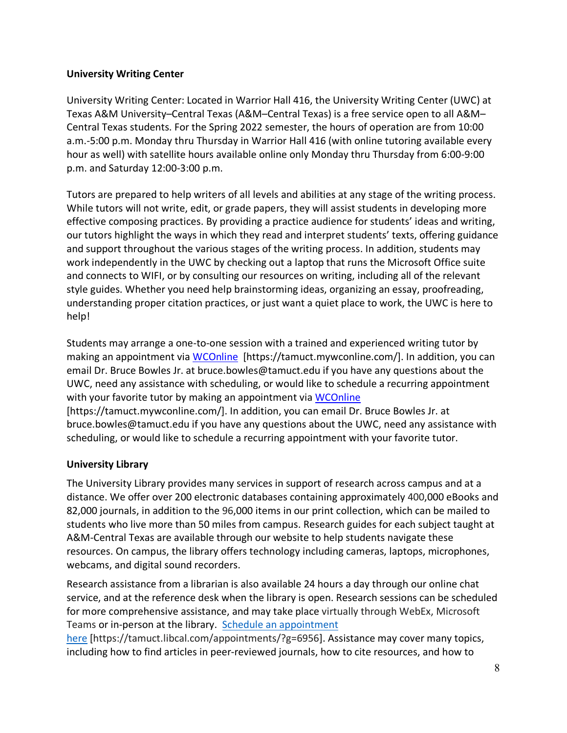**University Writing Center**

University Writing Center: Located in Warrior Hall 416, the University Writing Center (UWC) at Texas A&M University–Central Texas (A&M–Central Texas) is a free service open to all A&M–Central Texas students. For the Spring 2022 semester, the hours of operation are from 10:00 a.m.-5:00 p.m. Monday thru Thursday in Warrior Hall 416 (with online tutoring available every hour as well) with satellite hours available online only Monday thru Thursday from 6:00-9:00 p.m. and Saturday 12:00-3:00 p.m.

Tutors are prepared to help writers of all levels and abilities at any stage of the writing process. While tutors will not write, edit, or grade papers, they will assist students in developing more effective composing practices. By providing a practice audience for students' ideas and writing, our tutors highlight the ways in which they read and interpret students' texts, offering guidance and support throughout the various stages of the writing process. In addition, students may work independently in the UWC by checking out a laptop that runs the Microsoft Office suite and connects to WIFI, or by consulting our resources on writing, including all of the relevant style guides. Whether you need help brainstorming ideas, organizing an essay, proofreading, understanding proper citation practices, or just want a quiet place to work, the UWC is here to help!

Students may arrange a one-to-one session with a trained and experienced writing tutor by making an appointment via [WCOnline](https://tamuct.mywconline.com/) [https://tamuct.mywconline.com/]. In addition, you can email Dr. Bruce Bowles Jr. at bruce.bowles@tamuct.edu if you have any questions about the UWC, need any assistance with scheduling, or would like to schedule a recurring appointment with your favorite tutor by making an appointment via [WCOnline](https://tamuct.mywconline.com/) [https://tamuct.mywconline.com/]. In addition, you can email Dr. Bruce Bowles Jr. at bruce.bowles@tamuct.edu if you have any questions about the UWC, need any assistance with scheduling, or would like to schedule a recurring appointment with your favorite tutor.

**University Library**

The University Library provides many services in support of research across campus and at a distance. We offer over 200 electronic databases containing approximately 400,000 eBooks and 82,000 journals, in addition to the 96,000 items in our print collection, which can be mailed to students who live more than 50 miles from campus. Research guides for each subject taught at A&M-Central Texas are available through our website to help students navigate these resources. On campus, the library offers technology including cameras, laptops, microphones, webcams, and digital sound recorders.

Research assistance from a librarian is also available 24 hours a day through our online chat service, and at the reference desk when the library is open. Research sessions can be scheduled for more comprehensive assistance, and may take place virtually through WebEx, Microsoft Teams or in-person at the library. [Schedule an appointment here](https://tamuct.libcal.com/appointments/?g=6956) [https://tamuct.libcal.com/appointments/?g=6956]. Assistance may cover many topics, including how to find articles in peer-reviewed journals, how to cite resources, and how to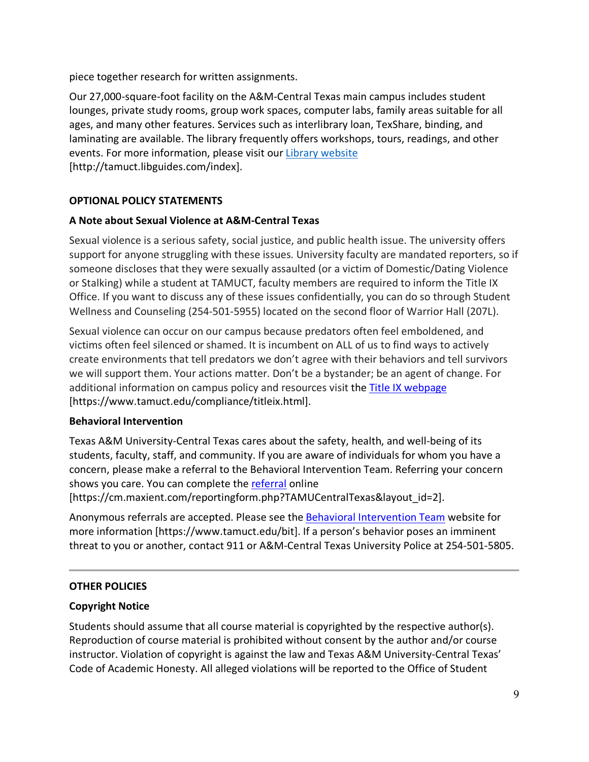piece together research for written assignments.

Our 27,000-square-foot facility on the A&M-Central Texas main campus includes student lounges, private study rooms, group work spaces, computer labs, family areas suitable for all ages, and many other features. Services such as interlibrary loan, TexShare, binding, and laminating are available. The library frequently offers workshops, tours, readings, and other events. For more information, please visit our Library website [http://tamuct.libguides.com/index].

**OPTIONAL POLICY STATEMENTS**

**A Note about Sexual Violence at A&M-Central Texas**

Sexual violence is a serious safety, social justice, and public health issue. The university offers support for anyone struggling with these issues. University faculty are mandated reporters, so if someone discloses that they were sexually assaulted (or a victim of Domestic/Dating Violence or Stalking) while a student at TAMUCT, faculty members are required to inform the Title IX Office. If you want to discuss any of these issues confidentially, you can do so through Student Wellness and Counseling (254-501-5955) located on the second floor of Warrior Hall (207L).

Sexual violence can occur on our campus because predators often feel emboldened, and victims often feel silenced or shamed. It is incumbent on ALL of us to find ways to actively create environments that tell predators we don't agree with their behaviors and tell survivors we will support them. Your actions matter. Don't be a bystander; be an agent of change. For additional information on campus policy and resources visit the Title IX webpage [https://www.tamuct.edu/compliance/titleix.html].

**Behavioral Intervention**

Texas A&M University-Central Texas cares about the safety, health, and well-being of its students, faculty, staff, and community. If you are aware of individuals for whom you have a concern, please make a referral to the Behavioral Intervention Team. Referring your concern shows you care. You can complete the referral online [https://cm.maxient.com/reportingform.php?TAMUCentralTexas&layout_id=2].

Anonymous referrals are accepted. Please see the Behavioral Intervention Team website for more information [https://www.tamuct.edu/bit]. If a person's behavior poses an imminent threat to you or another, contact 911 or A&M-Central Texas University Police at 254-501-5805.

---

**OTHER POLICIES**

**Copyright Notice**

Students should assume that all course material is copyrighted by the respective author(s). Reproduction of course material is prohibited without consent by the author and/or course instructor. Violation of copyright is against the law and Texas A&M University-Central Texas' Code of Academic Honesty. All alleged violations will be reported to the Office of Student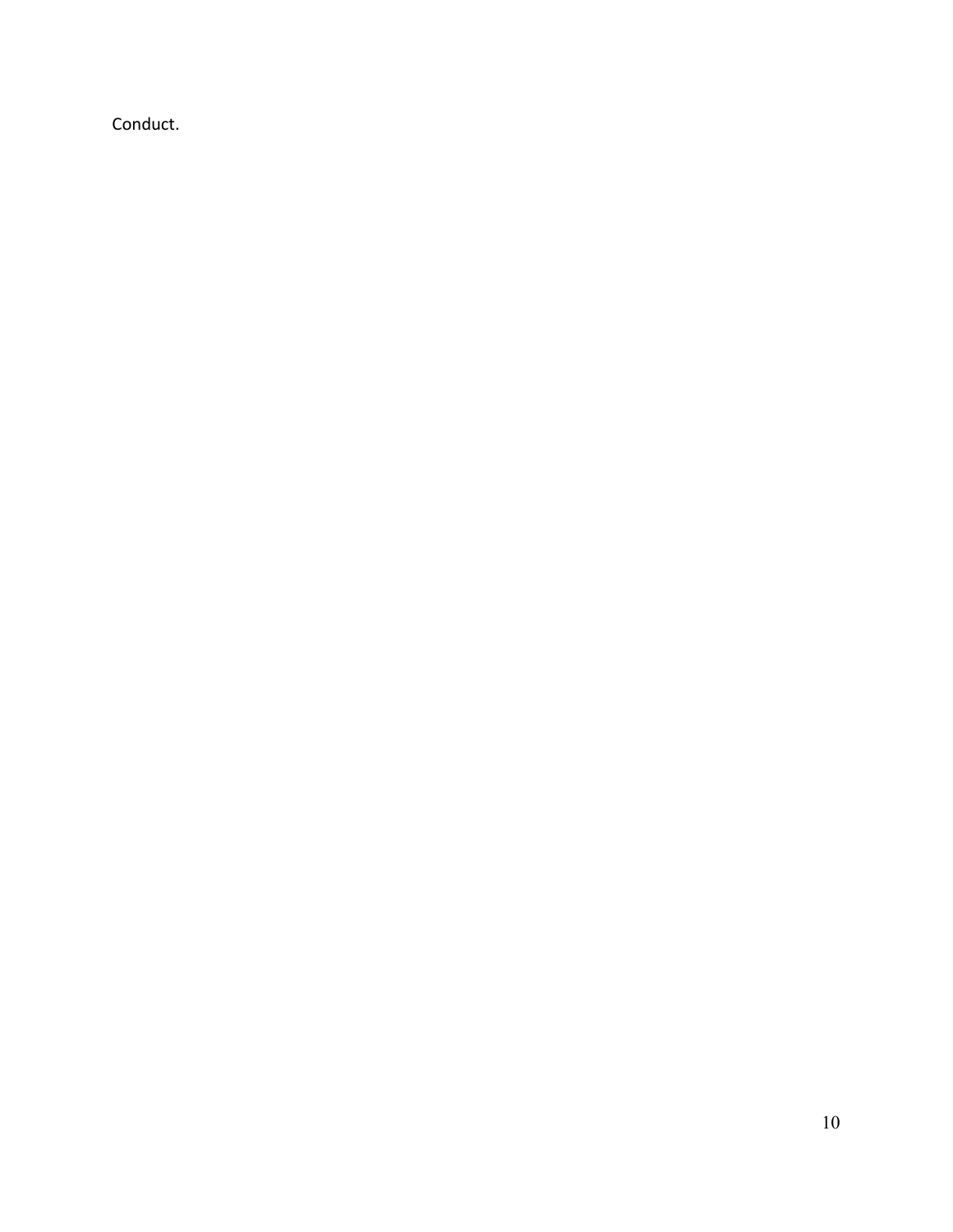Conduct.